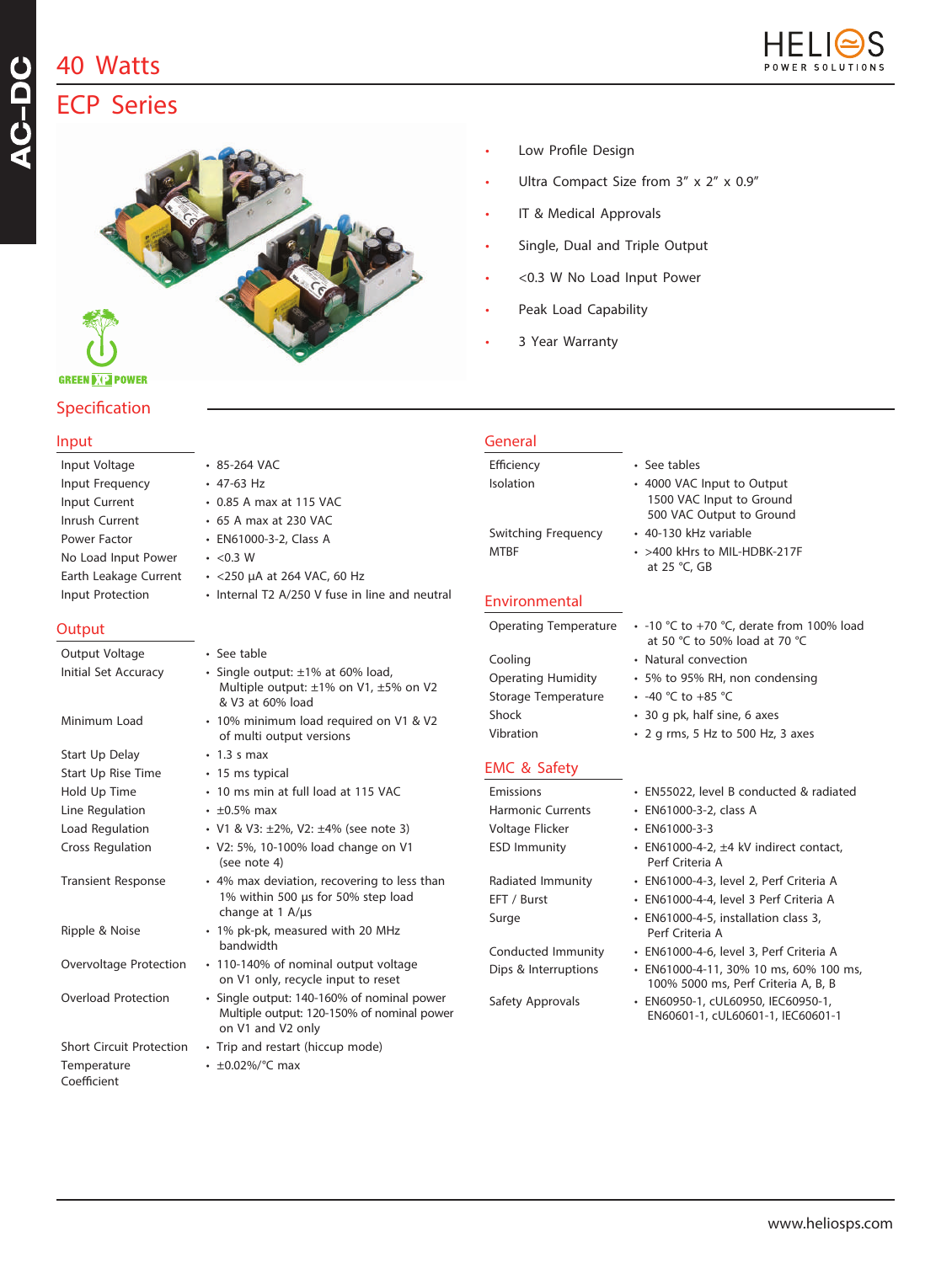# 40 Watts

## ECP Series

- Low Profile Design
- Ultra Compact Size from 3″ x 2″ x 0.9″
- IT & Medical Approvals
- Single, Dual and Triple Output
- <0.3 W No Load Input Power
- Peak Load Capability
- 3 Year Warranty

## Specification

### Input

| | |
|---|---|
| Input Voltage | 85-264 VAC |
| Input Frequency | 47-63 Hz |
| Input Current | 0.85 A max at 115 VAC |
| Inrush Current | 65 A max at 230 VAC |
| Power Factor | EN61000-3-2, Class A |
| No Load Input Power | <0.3 W |
| Earth Leakage Current | <250 µA at 264 VAC, 60 Hz |
| Input Protection | Internal T2 A/250 V fuse in line and neutral |

### Output

| | |
|---|---|
| Output Voltage | See table |
| Initial Set Accuracy | Single output: ±1% at 60% load, Multiple output: ±1% on V1, ±5% on V2 & V3 at 60% load |
| Minimum Load | 10% minimum load required on V1 & V2 of multi output versions |
| Start Up Delay | 1.3 s max |
| Start Up Rise Time | 15 ms typical |
| Hold Up Time | 10 ms min at full load at 115 VAC |
| Line Regulation | ±0.5% max |
| Load Regulation | V1 & V3: ±2%, V2: ±4% (see note 3) |
| Cross Regulation | V2: 5%, 10-100% load change on V1 (see note 4) |
| Transient Response | 4% max deviation, recovering to less than 1% within 500 µs for 50% step load change at 1 A/µs |
| Ripple & Noise | 1% pk-pk, measured with 20 MHz bandwidth |
| Overvoltage Protection | 110-140% of nominal output voltage on V1 only, recycle input to reset |
| Overload Protection | Single output: 140-160% of nominal power Multiple output: 120-150% of nominal power on V1 and V2 only |
| Short Circuit Protection | Trip and restart (hiccup mode) |
| Temperature Coefficient | ±0.02%/°C max |

### General

| | |
|---|---|
| Efficiency | See tables |
| Isolation | 4000 VAC Input to Output 1500 VAC Input to Ground 500 VAC Output to Ground |
| Switching Frequency | 40-130 kHz variable |
| MTBF | >400 kHrs to MIL-HDBK-217F at 25 °C, GB |

### Environmental

| | |
|---|---|
| Operating Temperature | -10 °C to +70 °C, derate from 100% load at 50 °C to 50% load at 70 °C |
| Cooling | Natural convection |
| Operating Humidity | 5% to 95% RH, non condensing |
| Storage Temperature | -40 °C to +85 °C |
| Shock | 30 g pk, half sine, 6 axes |
| Vibration | 2 g rms, 5 Hz to 500 Hz, 3 axes |

### EMC & Safety

| | |
|---|---|
| Emissions | EN55022, level B conducted & radiated |
| Harmonic Currents | EN61000-3-2, class A |
| Voltage Flicker | EN61000-3-3 |
| ESD Immunity | EN61000-4-2, ±4 kV indirect contact, Perf Criteria A |
| Radiated Immunity | EN61000-4-3, level 2, Perf Criteria A |
| EFT / Burst | EN61000-4-4, level 3 Perf Criteria A |
| Surge | EN61000-4-5, installation class 3, Perf Criteria A |
| Conducted Immunity | EN61000-4-6, level 3, Perf Criteria A |
| Dips & Interruptions | EN61000-4-11, 30% 10 ms, 60% 100 ms, 100% 5000 ms, Perf Criteria A, B, B |
| Safety Approvals | EN60950-1, cUL60950, IEC60950-1, EN60601-1, cUL60601-1, IEC60601-1 |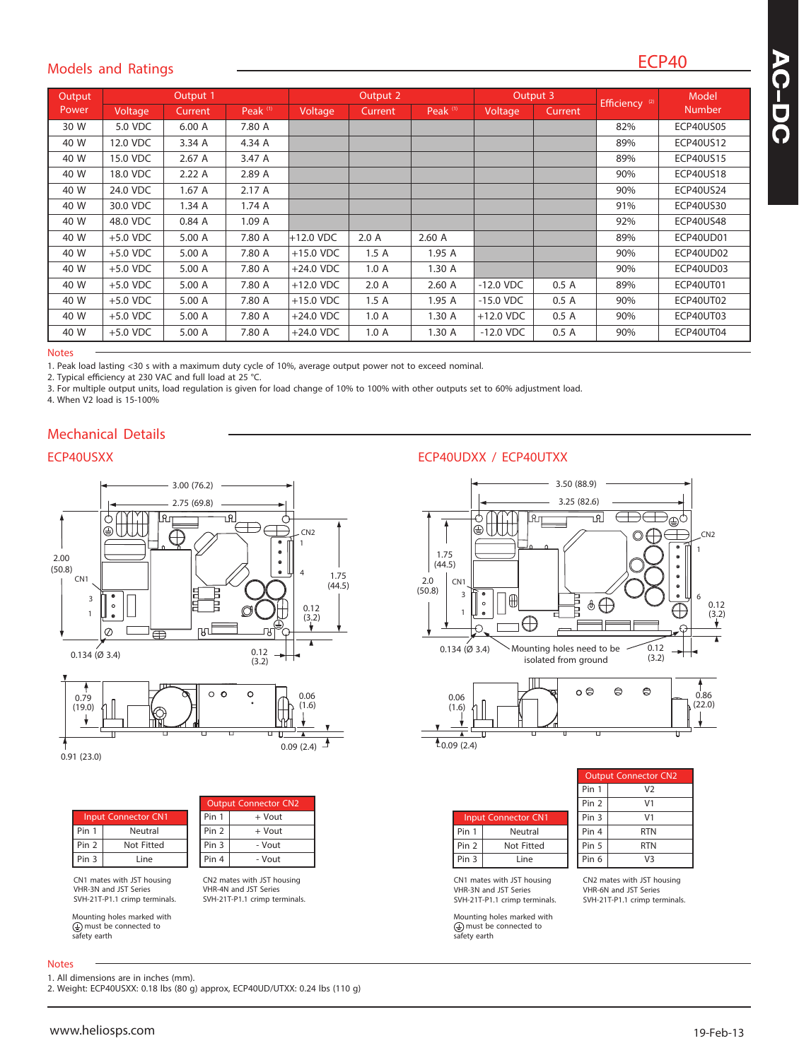## Models and Ratings

ECP40

| Output Power | Output 1 | | | Output 2 | | | Output 3 | | Efficiency (2) | Model Number |
|---|---|---|---|---|---|---|---|---|---|---|
| | Voltage | Current | Peak (1) | Voltage | Current | Peak (1) | Voltage | Current | | |
| 30 W | 5.0 VDC | 6.00 A | 7.80 A | | | | | | 82% | ECP40US05 |
| 40 W | 12.0 VDC | 3.34 A | 4.34 A | | | | | | 89% | ECP40US12 |
| 40 W | 15.0 VDC | 2.67 A | 3.47 A | | | | | | 89% | ECP40US15 |
| 40 W | 18.0 VDC | 2.22 A | 2.89 A | | | | | | 90% | ECP40US18 |
| 40 W | 24.0 VDC | 1.67 A | 2.17 A | | | | | | 90% | ECP40US24 |
| 40 W | 30.0 VDC | 1.34 A | 1.74 A | | | | | | 91% | ECP40US30 |
| 40 W | 48.0 VDC | 0.84 A | 1.09 A | | | | | | 92% | ECP40US48 |
| 40 W | +5.0 VDC | 5.00 A | 7.80 A | +12.0 VDC | 2.0 A | 2.60 A | | | 89% | ECP40UD01 |
| 40 W | +5.0 VDC | 5.00 A | 7.80 A | +15.0 VDC | 1.5 A | 1.95 A | | | 90% | ECP40UD02 |
| 40 W | +5.0 VDC | 5.00 A | 7.80 A | +24.0 VDC | 1.0 A | 1.30 A | | | 90% | ECP40UD03 |
| 40 W | +5.0 VDC | 5.00 A | 7.80 A | +12.0 VDC | 2.0 A | 2.60 A | -12.0 VDC | 0.5 A | 89% | ECP40UT01 |
| 40 W | +5.0 VDC | 5.00 A | 7.80 A | +15.0 VDC | 1.5 A | 1.95 A | -15.0 VDC | 0.5 A | 90% | ECP40UT02 |
| 40 W | +5.0 VDC | 5.00 A | 7.80 A | +24.0 VDC | 1.0 A | 1.30 A | +12.0 VDC | 0.5 A | 90% | ECP40UT03 |
| 40 W | +5.0 VDC | 5.00 A | 7.80 A | +24.0 VDC | 1.0 A | 1.30 A | -12.0 VDC | 0.5 A | 90% | ECP40UT04 |

**Notes**

1. Peak load lasting <30 s with a maximum duty cycle of 10%, average output power not to exceed nominal.
2. Typical efficiency at 230 VAC and full load at 25 °C.
3. For multiple output units, load regulation is given for load change of 10% to 100% with other outputs set to 60% adjustment load.
4. When V2 load is 15-100%

## Mechanical Details

### ECP40USXX

3.00 (76.2)
2.75 (69.8)
2.00 (50.8)
1.75 (44.5)
CN1
CN2
0.12 (3.2)
0.134 (Ø 3.4)
0.12 (3.2)
0.79 (19.0)
0.06 (1.6)
0.09 (2.4)
0.91 (23.0)

| Input Connector CN1 | |
|---|---|
| Pin 1 | Neutral |
| Pin 2 | Not Fitted |
| Pin 3 | Line |

CN1 mates with JST housing VHR-3N and JST Series SVH-21T-P1.1 crimp terminals.

Mounting holes marked with ⏚ must be connected to safety earth

| Output Connector CN2 | |
|---|---|
| Pin 1 | + Vout |
| Pin 2 | + Vout |
| Pin 3 | - Vout |
| Pin 4 | - Vout |

CN2 mates with JST housing VHR-4N and JST Series SVH-21T-P1.1 crimp terminals.

### ECP40UDXX / ECP40UTXX

3.50 (88.9)
3.25 (82.6)
1.75 (44.5)
2.0 (50.8)
CN1
CN2
0.12 (3.2)
0.134 (Ø 3.4)
Mounting holes need to be isolated from ground
0.12 (3.2)
0.06 (1.6)
0.86 (22.0)
0.09 (2.4)

| Input Connector CN1 | |
|---|---|
| Pin 1 | Neutral |
| Pin 2 | Not Fitted |
| Pin 3 | Line |

CN1 mates with JST housing VHR-3N and JST Series SVH-21T-P1.1 crimp terminals.

Mounting holes marked with ⏚ must be connected to safety earth

| Output Connector CN2 | |
|---|---|
| Pin 1 | V2 |
| Pin 2 | V1 |
| Pin 3 | V1 |
| Pin 4 | RTN |
| Pin 5 | RTN |
| Pin 6 | V3 |

CN2 mates with JST housing VHR-6N and JST Series SVH-21T-P1.1 crimp terminals.

**Notes**

1. All dimensions are in inches (mm).
2. Weight: ECP40USXX: 0.18 lbs (80 g) approx, ECP40UD/UTXX: 0.24 lbs (110 g)